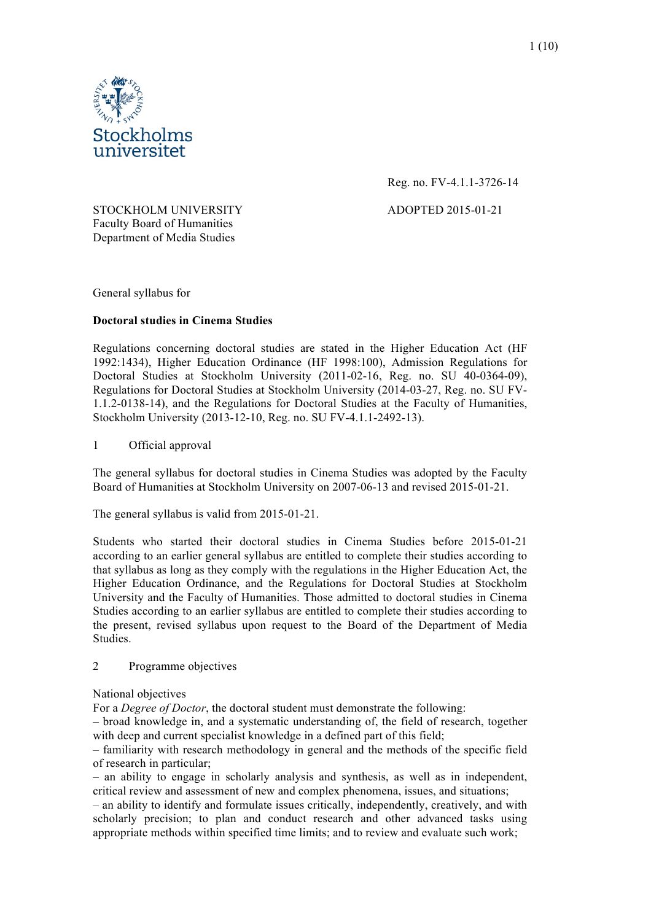Stockholms universitet

Reg. no. FV-4.1.1-3726-14

STOCKHOLM UNIVERSITY
Faculty Board of Humanities
Department of Media Studies

ADOPTED 2015-01-21

General syllabus for

**Doctoral studies in Cinema Studies**

Regulations concerning doctoral studies are stated in the Higher Education Act (HF 1992:1434), Higher Education Ordinance (HF 1998:100), Admission Regulations for Doctoral Studies at Stockholm University (2011-02-16, Reg. no. SU 40-0364-09), Regulations for Doctoral Studies at Stockholm University (2014-03-27, Reg. no. SU FV-1.1.2-0138-14), and the Regulations for Doctoral Studies at the Faculty of Humanities, Stockholm University (2013-12-10, Reg. no. SU FV-4.1.1-2492-13).

## 1 Official approval

The general syllabus for doctoral studies in Cinema Studies was adopted by the Faculty Board of Humanities at Stockholm University on 2007-06-13 and revised 2015-01-21.

The general syllabus is valid from 2015-01-21.

Students who started their doctoral studies in Cinema Studies before 2015-01-21 according to an earlier general syllabus are entitled to complete their studies according to that syllabus as long as they comply with the regulations in the Higher Education Act, the Higher Education Ordinance, and the Regulations for Doctoral Studies at Stockholm University and the Faculty of Humanities. Those admitted to doctoral studies in Cinema Studies according to an earlier syllabus are entitled to complete their studies according to the present, revised syllabus upon request to the Board of the Department of Media Studies.

## 2 Programme objectives

National objectives
For a *Degree of Doctor*, the doctoral student must demonstrate the following:
– broad knowledge in, and a systematic understanding of, the field of research, together with deep and current specialist knowledge in a defined part of this field;
– familiarity with research methodology in general and the methods of the specific field of research in particular;
– an ability to engage in scholarly analysis and synthesis, as well as in independent, critical review and assessment of new and complex phenomena, issues, and situations;
– an ability to identify and formulate issues critically, independently, creatively, and with scholarly precision; to plan and conduct research and other advanced tasks using appropriate methods within specified time limits; and to review and evaluate such work;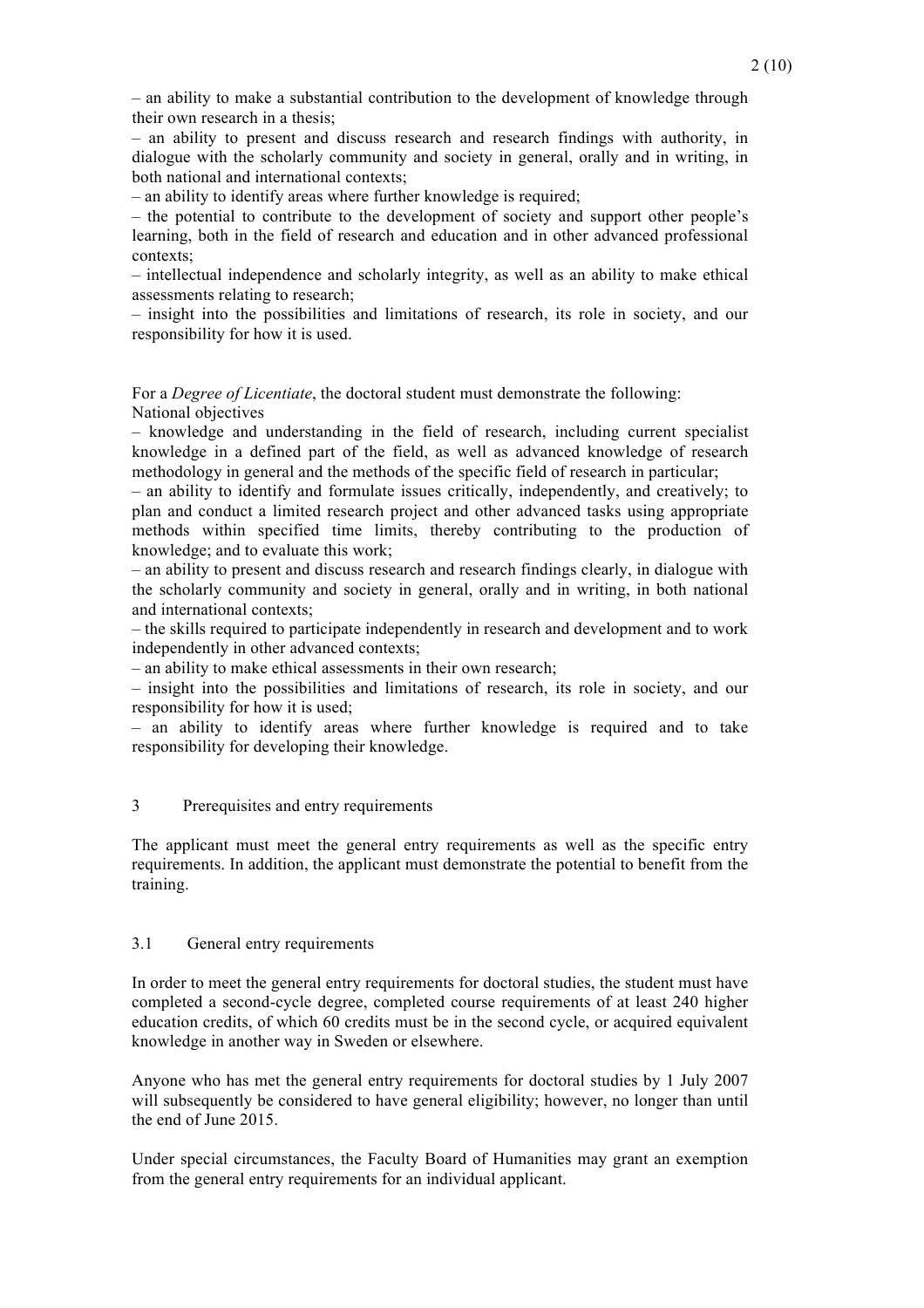– an ability to make a substantial contribution to the development of knowledge through their own research in a thesis;
– an ability to present and discuss research and research findings with authority, in dialogue with the scholarly community and society in general, orally and in writing, in both national and international contexts;
– an ability to identify areas where further knowledge is required;
– the potential to contribute to the development of society and support other people's learning, both in the field of research and education and in other advanced professional contexts;
– intellectual independence and scholarly integrity, as well as an ability to make ethical assessments relating to research;
– insight into the possibilities and limitations of research, its role in society, and our responsibility for how it is used.

For a *Degree of Licentiate*, the doctoral student must demonstrate the following:
National objectives
– knowledge and understanding in the field of research, including current specialist knowledge in a defined part of the field, as well as advanced knowledge of research methodology in general and the methods of the specific field of research in particular;
– an ability to identify and formulate issues critically, independently, and creatively; to plan and conduct a limited research project and other advanced tasks using appropriate methods within specified time limits, thereby contributing to the production of knowledge; and to evaluate this work;
– an ability to present and discuss research and research findings clearly, in dialogue with the scholarly community and society in general, orally and in writing, in both national and international contexts;
– the skills required to participate independently in research and development and to work independently in other advanced contexts;
– an ability to make ethical assessments in their own research;
– insight into the possibilities and limitations of research, its role in society, and our responsibility for how it is used;
– an ability to identify areas where further knowledge is required and to take responsibility for developing their knowledge.

## 3 Prerequisites and entry requirements

The applicant must meet the general entry requirements as well as the specific entry requirements. In addition, the applicant must demonstrate the potential to benefit from the training.

### 3.1 General entry requirements

In order to meet the general entry requirements for doctoral studies, the student must have completed a second-cycle degree, completed course requirements of at least 240 higher education credits, of which 60 credits must be in the second cycle, or acquired equivalent knowledge in another way in Sweden or elsewhere.

Anyone who has met the general entry requirements for doctoral studies by 1 July 2007 will subsequently be considered to have general eligibility; however, no longer than until the end of June 2015.

Under special circumstances, the Faculty Board of Humanities may grant an exemption from the general entry requirements for an individual applicant.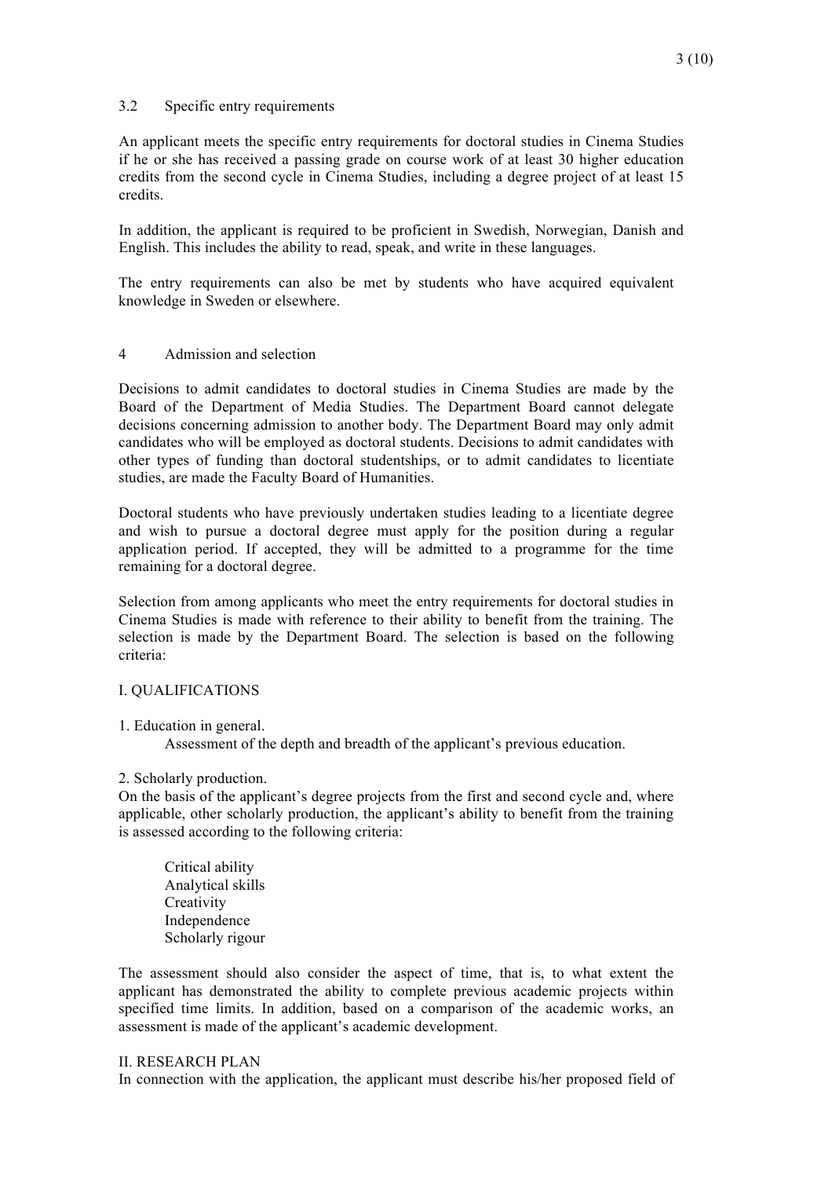### 3.2 Specific entry requirements

An applicant meets the specific entry requirements for doctoral studies in Cinema Studies if he or she has received a passing grade on course work of at least 30 higher education credits from the second cycle in Cinema Studies, including a degree project of at least 15 credits.

In addition, the applicant is required to be proficient in Swedish, Norwegian, Danish and English. This includes the ability to read, speak, and write in these languages.

The entry requirements can also be met by students who have acquired equivalent knowledge in Sweden or elsewhere.

## 4 Admission and selection

Decisions to admit candidates to doctoral studies in Cinema Studies are made by the Board of the Department of Media Studies. The Department Board cannot delegate decisions concerning admission to another body. The Department Board may only admit candidates who will be employed as doctoral students. Decisions to admit candidates with other types of funding than doctoral studentships, or to admit candidates to licentiate studies, are made the Faculty Board of Humanities.

Doctoral students who have previously undertaken studies leading to a licentiate degree and wish to pursue a doctoral degree must apply for the position during a regular application period. If accepted, they will be admitted to a programme for the time remaining for a doctoral degree.

Selection from among applicants who meet the entry requirements for doctoral studies in Cinema Studies is made with reference to their ability to benefit from the training. The selection is made by the Department Board. The selection is based on the following criteria:

I. QUALIFICATIONS

1. Education in general.

   Assessment of the depth and breadth of the applicant's previous education.

2. Scholarly production.

On the basis of the applicant's degree projects from the first and second cycle and, where applicable, other scholarly production, the applicant's ability to benefit from the training is assessed according to the following criteria:

- Critical ability
- Analytical skills
- Creativity
- Independence
- Scholarly rigour

The assessment should also consider the aspect of time, that is, to what extent the applicant has demonstrated the ability to complete previous academic projects within specified time limits. In addition, based on a comparison of the academic works, an assessment is made of the applicant's academic development.

II. RESEARCH PLAN

In connection with the application, the applicant must describe his/her proposed field of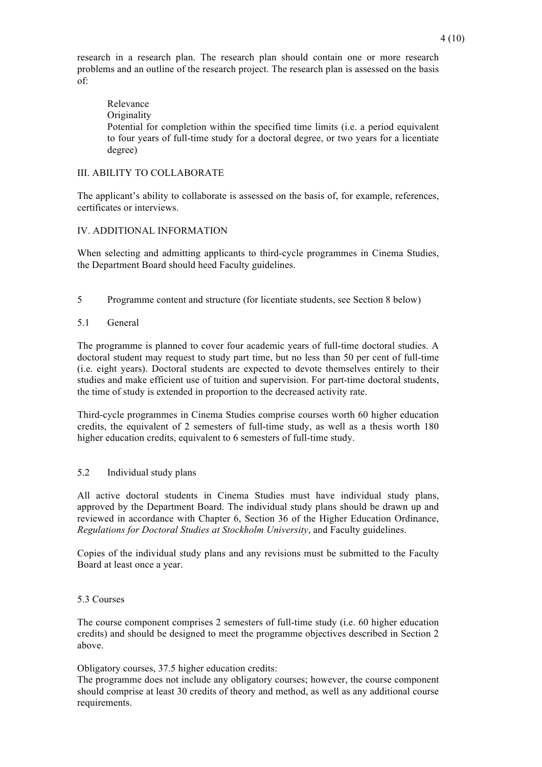research in a research plan. The research plan should contain one or more research problems and an outline of the research project. The research plan is assessed on the basis of:

Relevance
Originality
Potential for completion within the specified time limits (i.e. a period equivalent to four years of full-time study for a doctoral degree, or two years for a licentiate degree)

III. ABILITY TO COLLABORATE

The applicant's ability to collaborate is assessed on the basis of, for example, references, certificates or interviews.

IV. ADDITIONAL INFORMATION

When selecting and admitting applicants to third-cycle programmes in Cinema Studies, the Department Board should heed Faculty guidelines.

## 5 Programme content and structure (for licentiate students, see Section 8 below)

### 5.1 General

The programme is planned to cover four academic years of full-time doctoral studies. A doctoral student may request to study part time, but no less than 50 per cent of full-time (i.e. eight years). Doctoral students are expected to devote themselves entirely to their studies and make efficient use of tuition and supervision. For part-time doctoral students, the time of study is extended in proportion to the decreased activity rate.

Third-cycle programmes in Cinema Studies comprise courses worth 60 higher education credits, the equivalent of 2 semesters of full-time study, as well as a thesis worth 180 higher education credits, equivalent to 6 semesters of full-time study.

### 5.2 Individual study plans

All active doctoral students in Cinema Studies must have individual study plans, approved by the Department Board. The individual study plans should be drawn up and reviewed in accordance with Chapter 6, Section 36 of the Higher Education Ordinance, *Regulations for Doctoral Studies at Stockholm University*, and Faculty guidelines.

Copies of the individual study plans and any revisions must be submitted to the Faculty Board at least once a year.

### 5.3 Courses

The course component comprises 2 semesters of full-time study (i.e. 60 higher education credits) and should be designed to meet the programme objectives described in Section 2 above.

Obligatory courses, 37.5 higher education credits:
The programme does not include any obligatory courses; however, the course component should comprise at least 30 credits of theory and method, as well as any additional course requirements.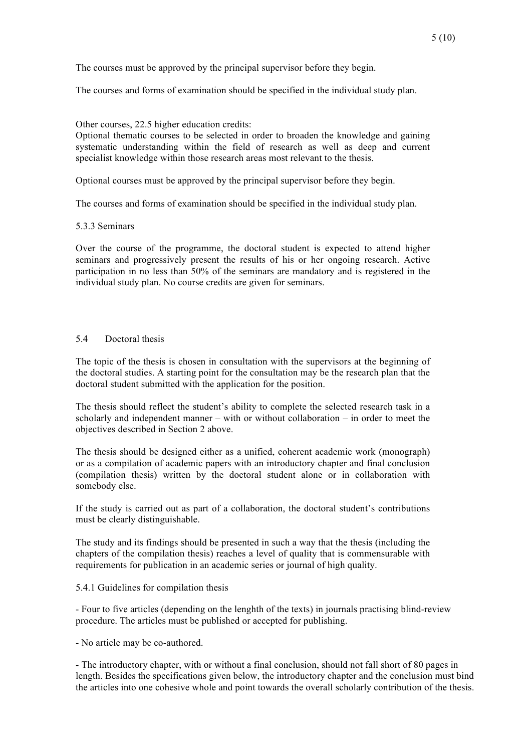The courses must be approved by the principal supervisor before they begin.

The courses and forms of examination should be specified in the individual study plan.

Other courses, 22.5 higher education credits:
Optional thematic courses to be selected in order to broaden the knowledge and gaining systematic understanding within the field of research as well as deep and current specialist knowledge within those research areas most relevant to the thesis.

Optional courses must be approved by the principal supervisor before they begin.

The courses and forms of examination should be specified in the individual study plan.

#### 5.3.3 Seminars

Over the course of the programme, the doctoral student is expected to attend higher seminars and progressively present the results of his or her ongoing research. Active participation in no less than 50% of the seminars are mandatory and is registered in the individual study plan. No course credits are given for seminars.

### 5.4 Doctoral thesis

The topic of the thesis is chosen in consultation with the supervisors at the beginning of the doctoral studies. A starting point for the consultation may be the research plan that the doctoral student submitted with the application for the position.

The thesis should reflect the student's ability to complete the selected research task in a scholarly and independent manner – with or without collaboration – in order to meet the objectives described in Section 2 above.

The thesis should be designed either as a unified, coherent academic work (monograph) or as a compilation of academic papers with an introductory chapter and final conclusion (compilation thesis) written by the doctoral student alone or in collaboration with somebody else.

If the study is carried out as part of a collaboration, the doctoral student's contributions must be clearly distinguishable.

The study and its findings should be presented in such a way that the thesis (including the chapters of the compilation thesis) reaches a level of quality that is commensurable with requirements for publication in an academic series or journal of high quality.

#### 5.4.1 Guidelines for compilation thesis

- Four to five articles (depending on the lenghth of the texts) in journals practising blind-review procedure. The articles must be published or accepted for publishing.

- No article may be co-authored.

- The introductory chapter, with or without a final conclusion, should not fall short of 80 pages in length. Besides the specifications given below, the introductory chapter and the conclusion must bind the articles into one cohesive whole and point towards the overall scholarly contribution of the thesis.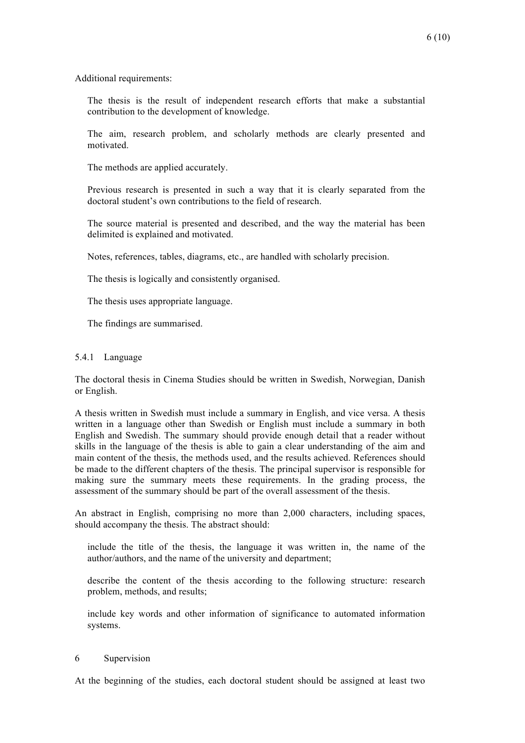Additional requirements:

- The thesis is the result of independent research efforts that make a substantial contribution to the development of knowledge.
- The aim, research problem, and scholarly methods are clearly presented and motivated.
- The methods are applied accurately.
- Previous research is presented in such a way that it is clearly separated from the doctoral student's own contributions to the field of research.
- The source material is presented and described, and the way the material has been delimited is explained and motivated.
- Notes, references, tables, diagrams, etc., are handled with scholarly precision.
- The thesis is logically and consistently organised.
- The thesis uses appropriate language.
- The findings are summarised.

### 5.4.1 Language

The doctoral thesis in Cinema Studies should be written in Swedish, Norwegian, Danish or English.

A thesis written in Swedish must include a summary in English, and vice versa. A thesis written in a language other than Swedish or English must include a summary in both English and Swedish. The summary should provide enough detail that a reader without skills in the language of the thesis is able to gain a clear understanding of the aim and main content of the thesis, the methods used, and the results achieved. References should be made to the different chapters of the thesis. The principal supervisor is responsible for making sure the summary meets these requirements. In the grading process, the assessment of the summary should be part of the overall assessment of the thesis.

An abstract in English, comprising no more than 2,000 characters, including spaces, should accompany the thesis. The abstract should:

- include the title of the thesis, the language it was written in, the name of the author/authors, and the name of the university and department;
- describe the content of the thesis according to the following structure: research problem, methods, and results;
- include key words and other information of significance to automated information systems.

## 6 Supervision

At the beginning of the studies, each doctoral student should be assigned at least two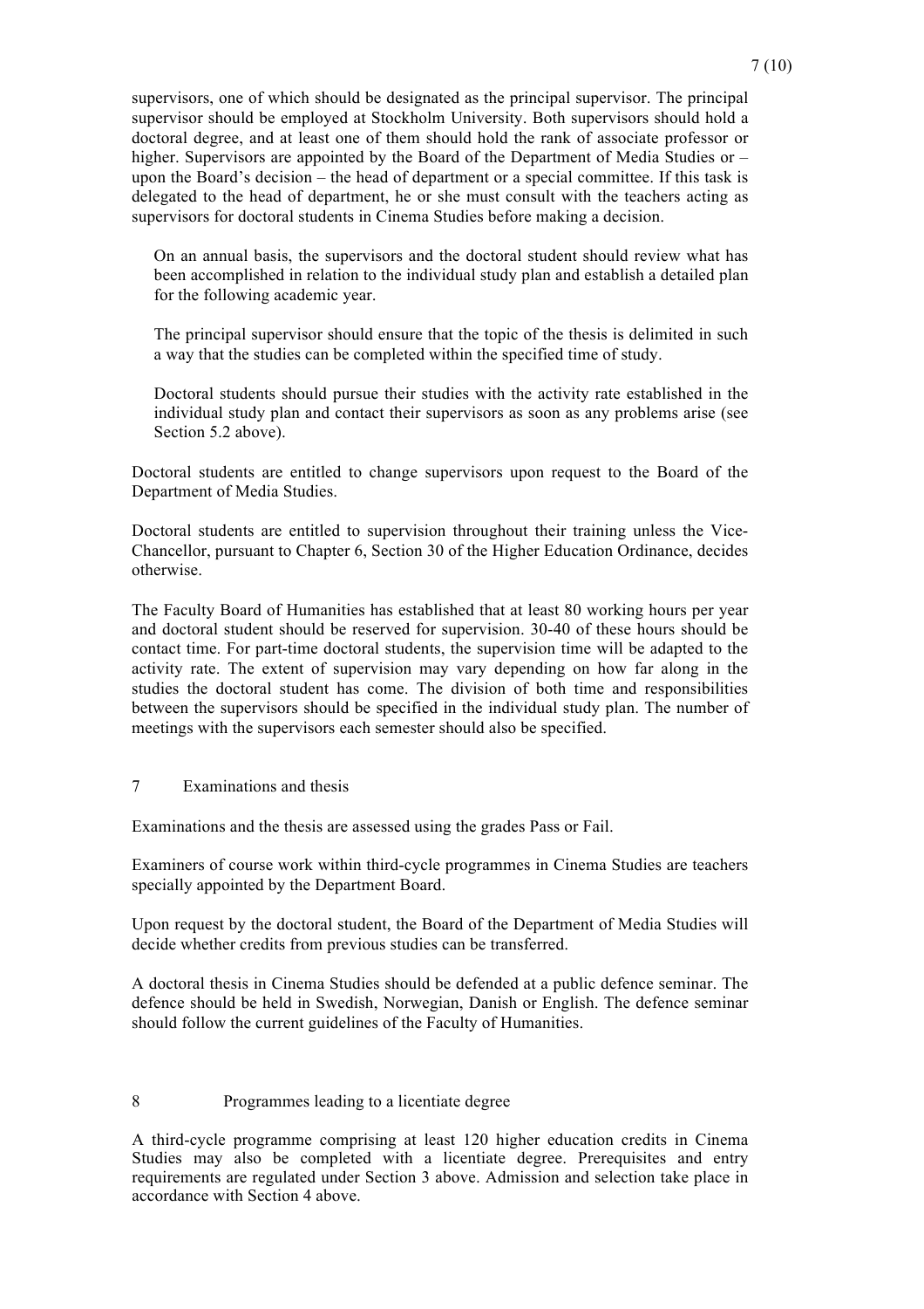supervisors, one of which should be designated as the principal supervisor. The principal supervisor should be employed at Stockholm University. Both supervisors should hold a doctoral degree, and at least one of them should hold the rank of associate professor or higher. Supervisors are appointed by the Board of the Department of Media Studies or – upon the Board's decision – the head of department or a special committee. If this task is delegated to the head of department, he or she must consult with the teachers acting as supervisors for doctoral students in Cinema Studies before making a decision.

> On an annual basis, the supervisors and the doctoral student should review what has been accomplished in relation to the individual study plan and establish a detailed plan for the following academic year.
>
> The principal supervisor should ensure that the topic of the thesis is delimited in such a way that the studies can be completed within the specified time of study.
>
> Doctoral students should pursue their studies with the activity rate established in the individual study plan and contact their supervisors as soon as any problems arise (see Section 5.2 above).

Doctoral students are entitled to change supervisors upon request to the Board of the Department of Media Studies.

Doctoral students are entitled to supervision throughout their training unless the Vice-Chancellor, pursuant to Chapter 6, Section 30 of the Higher Education Ordinance, decides otherwise.

The Faculty Board of Humanities has established that at least 80 working hours per year and doctoral student should be reserved for supervision. 30-40 of these hours should be contact time. For part-time doctoral students, the supervision time will be adapted to the activity rate. The extent of supervision may vary depending on how far along in the studies the doctoral student has come. The division of both time and responsibilities between the supervisors should be specified in the individual study plan. The number of meetings with the supervisors each semester should also be specified.

## 7 Examinations and thesis

Examinations and the thesis are assessed using the grades Pass or Fail.

Examiners of course work within third-cycle programmes in Cinema Studies are teachers specially appointed by the Department Board.

Upon request by the doctoral student, the Board of the Department of Media Studies will decide whether credits from previous studies can be transferred.

A doctoral thesis in Cinema Studies should be defended at a public defence seminar. The defence should be held in Swedish, Norwegian, Danish or English. The defence seminar should follow the current guidelines of the Faculty of Humanities.

## 8 Programmes leading to a licentiate degree

A third-cycle programme comprising at least 120 higher education credits in Cinema Studies may also be completed with a licentiate degree. Prerequisites and entry requirements are regulated under Section 3 above. Admission and selection take place in accordance with Section 4 above.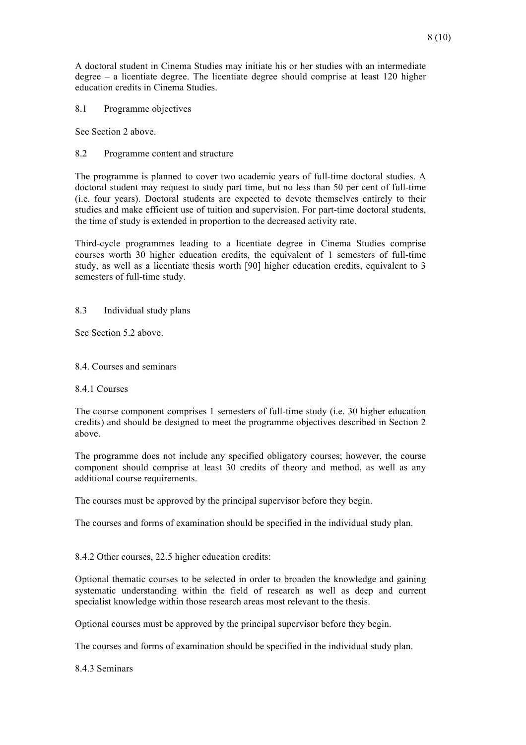A doctoral student in Cinema Studies may initiate his or her studies with an intermediate degree – a licentiate degree. The licentiate degree should comprise at least 120 higher education credits in Cinema Studies.

## 8.1 Programme objectives

See Section 2 above.

## 8.2 Programme content and structure

The programme is planned to cover two academic years of full-time doctoral studies. A doctoral student may request to study part time, but no less than 50 per cent of full-time (i.e. four years). Doctoral students are expected to devote themselves entirely to their studies and make efficient use of tuition and supervision. For part-time doctoral students, the time of study is extended in proportion to the decreased activity rate.

Third-cycle programmes leading to a licentiate degree in Cinema Studies comprise courses worth 30 higher education credits, the equivalent of 1 semesters of full-time study, as well as a licentiate thesis worth [90] higher education credits, equivalent to 3 semesters of full-time study.

## 8.3 Individual study plans

See Section 5.2 above.

## 8.4. Courses and seminars

### 8.4.1 Courses

The course component comprises 1 semesters of full-time study (i.e. 30 higher education credits) and should be designed to meet the programme objectives described in Section 2 above.

The programme does not include any specified obligatory courses; however, the course component should comprise at least 30 credits of theory and method, as well as any additional course requirements.

The courses must be approved by the principal supervisor before they begin.

The courses and forms of examination should be specified in the individual study plan.

### 8.4.2 Other courses, 22.5 higher education credits:

Optional thematic courses to be selected in order to broaden the knowledge and gaining systematic understanding within the field of research as well as deep and current specialist knowledge within those research areas most relevant to the thesis.

Optional courses must be approved by the principal supervisor before they begin.

The courses and forms of examination should be specified in the individual study plan.

### 8.4.3 Seminars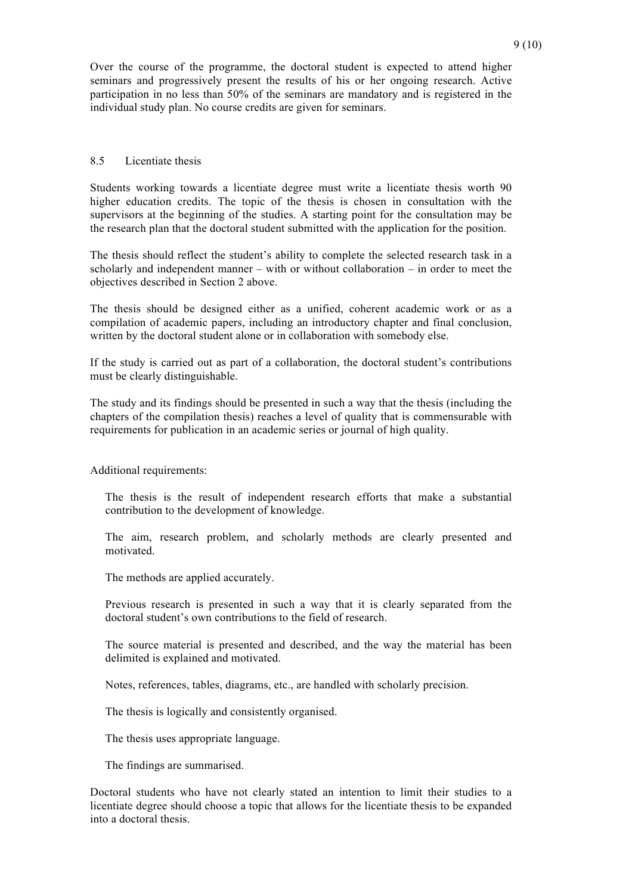Over the course of the programme, the doctoral student is expected to attend higher seminars and progressively present the results of his or her ongoing research. Active participation in no less than 50% of the seminars are mandatory and is registered in the individual study plan. No course credits are given for seminars.

### 8.5 Licentiate thesis

Students working towards a licentiate degree must write a licentiate thesis worth 90 higher education credits. The topic of the thesis is chosen in consultation with the supervisors at the beginning of the studies. A starting point for the consultation may be the research plan that the doctoral student submitted with the application for the position.

The thesis should reflect the student's ability to complete the selected research task in a scholarly and independent manner – with or without collaboration – in order to meet the objectives described in Section 2 above.

The thesis should be designed either as a unified, coherent academic work or as a compilation of academic papers, including an introductory chapter and final conclusion, written by the doctoral student alone or in collaboration with somebody else.

If the study is carried out as part of a collaboration, the doctoral student's contributions must be clearly distinguishable.

The study and its findings should be presented in such a way that the thesis (including the chapters of the compilation thesis) reaches a level of quality that is commensurable with requirements for publication in an academic series or journal of high quality.

Additional requirements:

The thesis is the result of independent research efforts that make a substantial contribution to the development of knowledge.

The aim, research problem, and scholarly methods are clearly presented and motivated.

The methods are applied accurately.

Previous research is presented in such a way that it is clearly separated from the doctoral student's own contributions to the field of research.

The source material is presented and described, and the way the material has been delimited is explained and motivated.

Notes, references, tables, diagrams, etc., are handled with scholarly precision.

The thesis is logically and consistently organised.

The thesis uses appropriate language.

The findings are summarised.

Doctoral students who have not clearly stated an intention to limit their studies to a licentiate degree should choose a topic that allows for the licentiate thesis to be expanded into a doctoral thesis.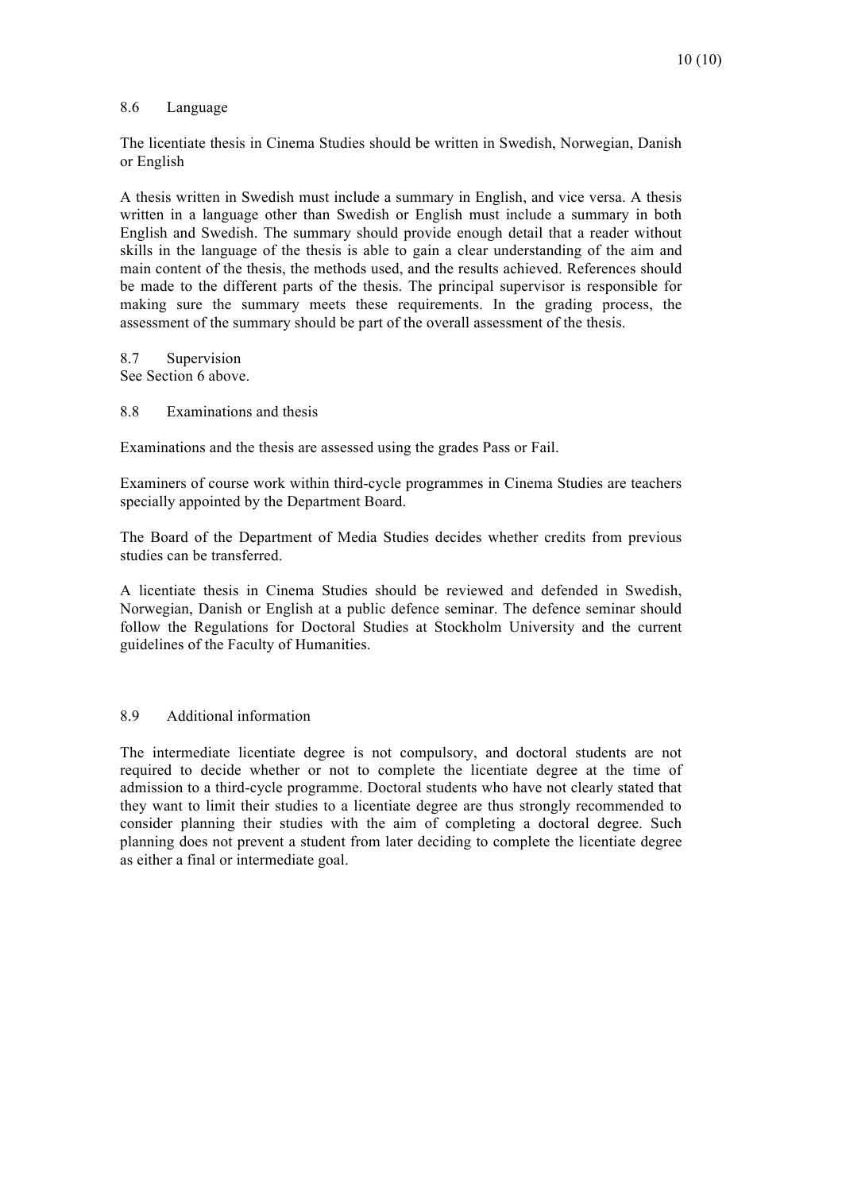### 8.6 Language

The licentiate thesis in Cinema Studies should be written in Swedish, Norwegian, Danish or English

A thesis written in Swedish must include a summary in English, and vice versa. A thesis written in a language other than Swedish or English must include a summary in both English and Swedish. The summary should provide enough detail that a reader without skills in the language of the thesis is able to gain a clear understanding of the aim and main content of the thesis, the methods used, and the results achieved. References should be made to the different parts of the thesis. The principal supervisor is responsible for making sure the summary meets these requirements. In the grading process, the assessment of the summary should be part of the overall assessment of the thesis.

### 8.7 Supervision

See Section 6 above.

### 8.8 Examinations and thesis

Examinations and the thesis are assessed using the grades Pass or Fail.

Examiners of course work within third-cycle programmes in Cinema Studies are teachers specially appointed by the Department Board.

The Board of the Department of Media Studies decides whether credits from previous studies can be transferred.

A licentiate thesis in Cinema Studies should be reviewed and defended in Swedish, Norwegian, Danish or English at a public defence seminar. The defence seminar should follow the Regulations for Doctoral Studies at Stockholm University and the current guidelines of the Faculty of Humanities.

### 8.9 Additional information

The intermediate licentiate degree is not compulsory, and doctoral students are not required to decide whether or not to complete the licentiate degree at the time of admission to a third-cycle programme. Doctoral students who have not clearly stated that they want to limit their studies to a licentiate degree are thus strongly recommended to consider planning their studies with the aim of completing a doctoral degree. Such planning does not prevent a student from later deciding to complete the licentiate degree as either a final or intermediate goal.